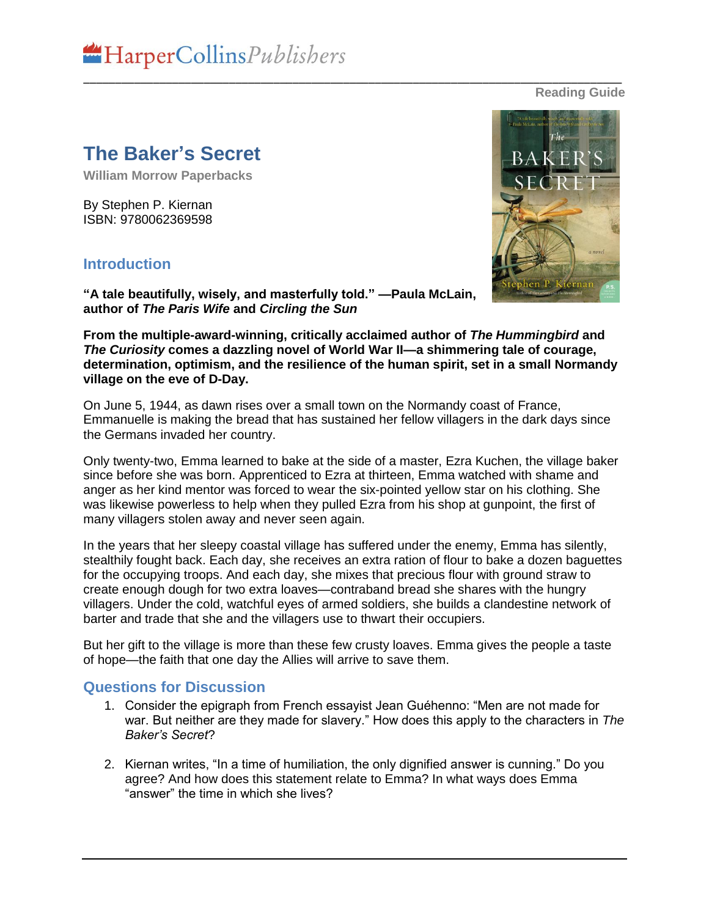HarperCollinsPublishers

Reading Guide

# The Baker's Secret

**William Morrow Paperbacks**

By Stephen P. Kiernan
ISBN: 9780062369598

## Introduction

**"A tale beautifully, wisely, and masterfully told." —Paula McLain, author of *The Paris Wife* and *Circling the Sun***

**From the multiple-award-winning, critically acclaimed author of *The Hummingbird* and *The Curiosity* comes a dazzling novel of World War II—a shimmering tale of courage, determination, optimism, and the resilience of the human spirit, set in a small Normandy village on the eve of D-Day.**

On June 5, 1944, as dawn rises over a small town on the Normandy coast of France, Emmanuelle is making the bread that has sustained her fellow villagers in the dark days since the Germans invaded her country.

Only twenty-two, Emma learned to bake at the side of a master, Ezra Kuchen, the village baker since before she was born. Apprenticed to Ezra at thirteen, Emma watched with shame and anger as her kind mentor was forced to wear the six-pointed yellow star on his clothing. She was likewise powerless to help when they pulled Ezra from his shop at gunpoint, the first of many villagers stolen away and never seen again.

In the years that her sleepy coastal village has suffered under the enemy, Emma has silently, stealthily fought back. Each day, she receives an extra ration of flour to bake a dozen baguettes for the occupying troops. And each day, she mixes that precious flour with ground straw to create enough dough for two extra loaves—contraband bread she shares with the hungry villagers. Under the cold, watchful eyes of armed soldiers, she builds a clandestine network of barter and trade that she and the villagers use to thwart their occupiers.

But her gift to the village is more than these few crusty loaves. Emma gives the people a taste of hope—the faith that one day the Allies will arrive to save them.

## Questions for Discussion

1. Consider the epigraph from French essayist Jean Guéhenno: "Men are not made for war. But neither are they made for slavery." How does this apply to the characters in *The Baker's Secret*?

2. Kiernan writes, "In a time of humiliation, the only dignified answer is cunning." Do you agree? And how does this statement relate to Emma? In what ways does Emma "answer" the time in which she lives?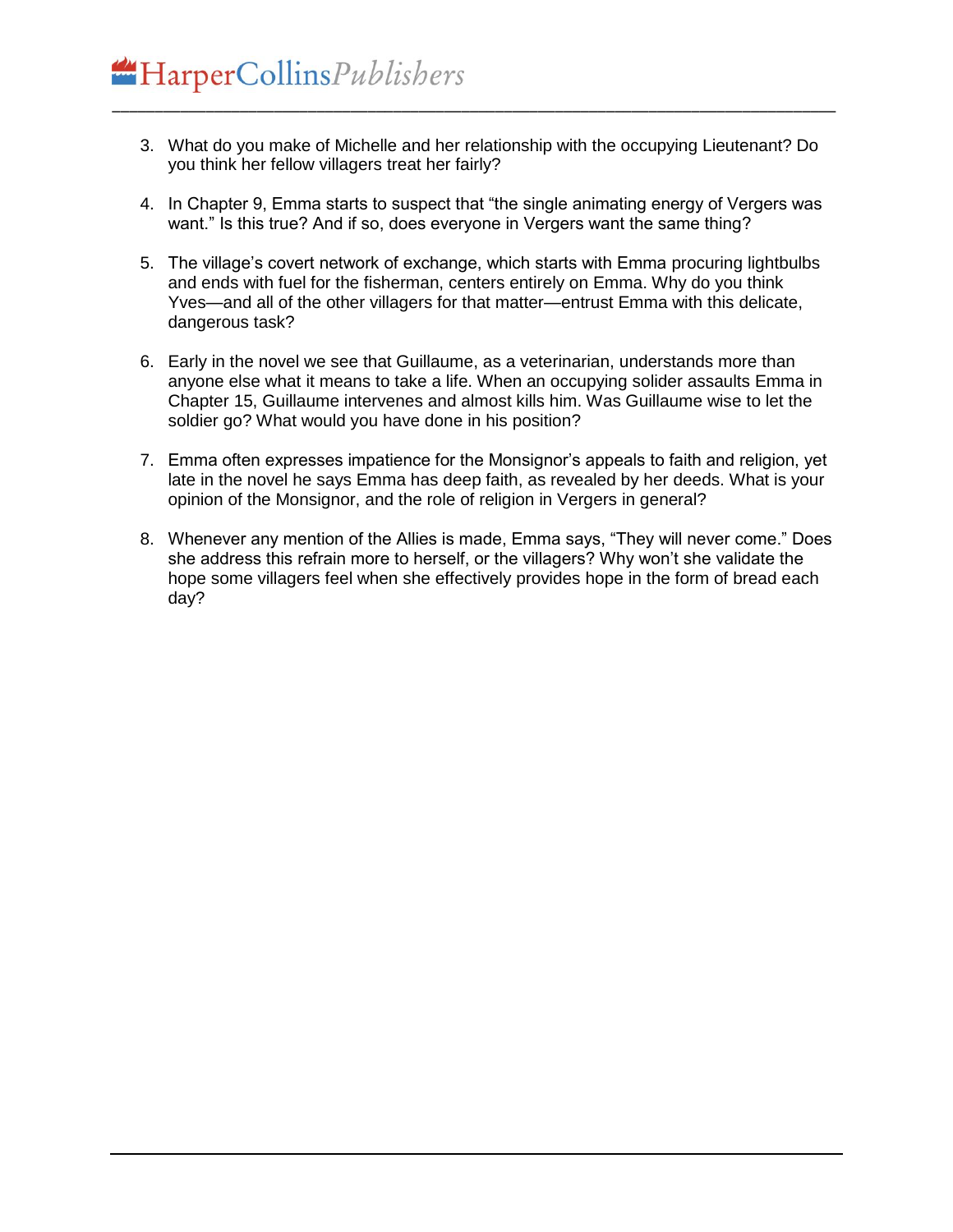3. What do you make of Michelle and her relationship with the occupying Lieutenant? Do you think her fellow villagers treat her fairly?

4. In Chapter 9, Emma starts to suspect that "the single animating energy of Vergers was want." Is this true? And if so, does everyone in Vergers want the same thing?

5. The village's covert network of exchange, which starts with Emma procuring lightbulbs and ends with fuel for the fisherman, centers entirely on Emma. Why do you think Yves—and all of the other villagers for that matter—entrust Emma with this delicate, dangerous task?

6. Early in the novel we see that Guillaume, as a veterinarian, understands more than anyone else what it means to take a life. When an occupying solider assaults Emma in Chapter 15, Guillaume intervenes and almost kills him. Was Guillaume wise to let the soldier go? What would you have done in his position?

7. Emma often expresses impatience for the Monsignor's appeals to faith and religion, yet late in the novel he says Emma has deep faith, as revealed by her deeds. What is your opinion of the Monsignor, and the role of religion in Vergers in general?

8. Whenever any mention of the Allies is made, Emma says, "They will never come." Does she address this refrain more to herself, or the villagers? Why won't she validate the hope some villagers feel when she effectively provides hope in the form of bread each day?